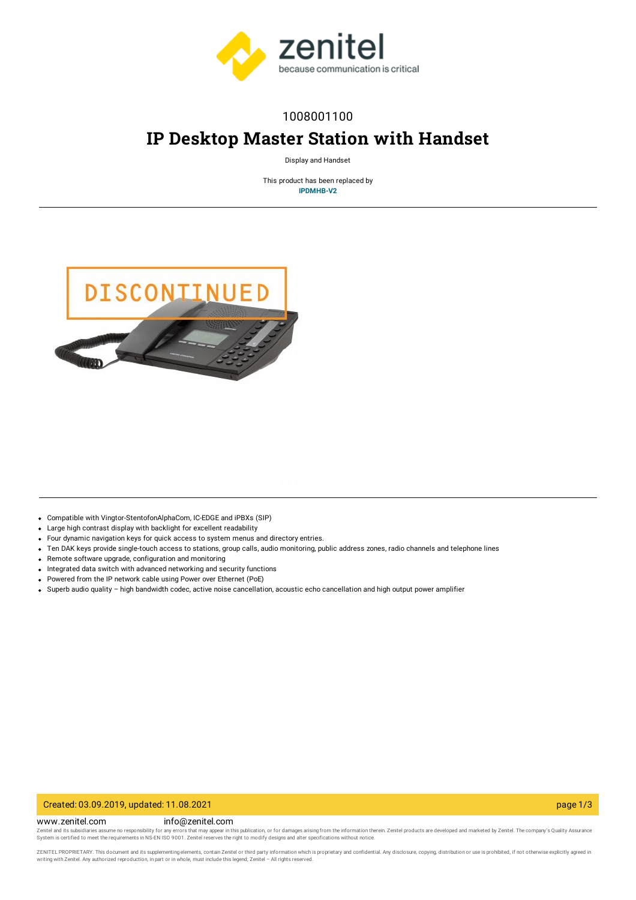1008001100

# IP Desktop Master Station with Handset

Display and Handset

This product has been replaced by
**IPDMHB-V2**

- Compatible with Vingtor-StentofonAlphaCom, IC-EDGE and iPBXs (SIP)
- Large high contrast display with backlight for excellent readability
- Four dynamic navigation keys for quick access to system menus and directory entries.
- Ten DAK keys provide single-touch access to stations, group calls, audio monitoring, public address zones, radio channels and telephone lines
- Remote software upgrade, configuration and monitoring
- Integrated data switch with advanced networking and security functions
- Powered from the IP network cable using Power over Ethernet (PoE)
- Superb audio quality – high bandwidth codec, active noise cancellation, acoustic echo cancellation and high output power amplifier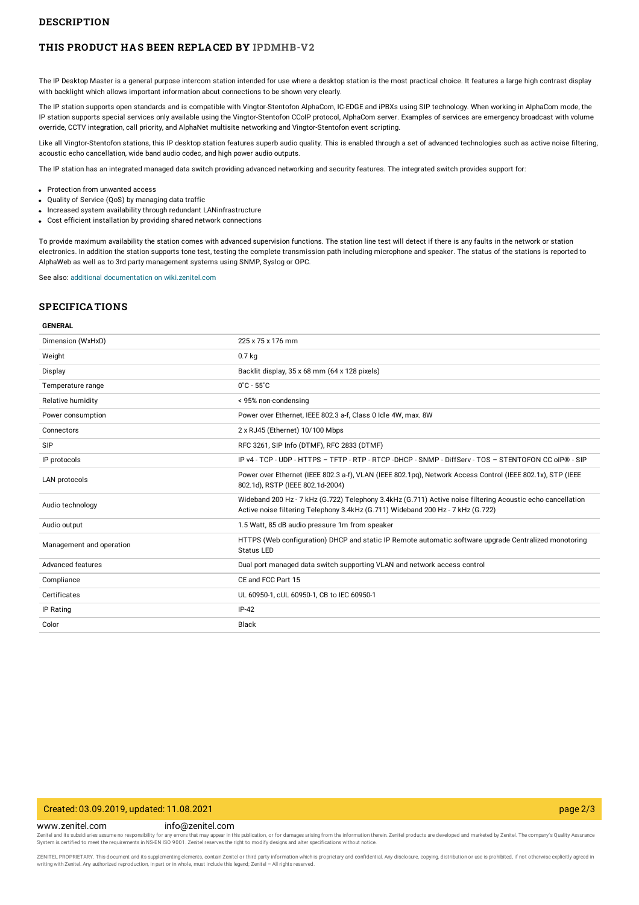## DESCRIPTION

### THIS PRODUCT HAS BEEN REPLACED BY IPDMHB-V2

The IP Desktop Master is a general purpose intercom station intended for use where a desktop station is the most practical choice. It features a large high contrast display with backlight which allows important information about connections to be shown very clearly.

The IP station supports open standards and is compatible with Vingtor-Stentofon AlphaCom, IC-EDGE and iPBXs using SIP technology. When working in AlphaCom mode, the IP station supports special services only available using the Vingtor-Stentofon CCoIP protocol, AlphaCom server. Examples of services are emergency broadcast with volume override, CCTV integration, call priority, and AlphaNet multisite networking and Vingtor-Stentofon event scripting.

Like all Vingtor-Stentofon stations, this IP desktop station features superb audio quality. This is enabled through a set of advanced technologies such as active noise filtering, acoustic echo cancellation, wide band audio codec, and high power audio outputs.

The IP station has an integrated managed data switch providing advanced networking and security features. The integrated switch provides support for:

- Protection from unwanted access
- Quality of Service (QoS) by managing data traffic
- Increased system availability through redundant LANinfrastructure
- Cost efficient installation by providing shared network connections

To provide maximum availability the station comes with advanced supervision functions. The station line test will detect if there is any faults in the network or station electronics. In addition the station supports tone test, testing the complete transmission path including microphone and speaker. The status of the stations is reported to AlphaWeb as well as to 3rd party management systems using SNMP, Syslog or OPC.

See also: additional documentation on wiki.zenitel.com

## SPECIFICATIONS

| GENERAL | |
|---|---|
| Dimension (WxHxD) | 225 x 75 x 176 mm |
| Weight | 0.7 kg |
| Display | Backlit display, 35 x 68 mm (64 x 128 pixels) |
| Temperature range | 0˚C - 55˚C |
| Relative humidity | < 95% non-condensing |
| Power consumption | Power over Ethernet, IEEE 802.3 a-f, Class 0 Idle 4W, max. 8W |
| Connectors | 2 x RJ45 (Ethernet) 10/100 Mbps |
| SIP | RFC 3261, SIP Info (DTMF), RFC 2833 (DTMF) |
| IP protocols | IP v4 - TCP - UDP - HTTPS – TFTP - RTP - RTCP -DHCP - SNMP - DiffServ - TOS – STENTOFON CC oIP® - SIP |
| LAN protocols | Power over Ethernet (IEEE 802.3 a-f), VLAN (IEEE 802.1pq), Network Access Control (IEEE 802.1x), STP (IEEE 802.1d), RSTP (IEEE 802.1d-2004) |
| Audio technology | Wideband 200 Hz - 7 kHz (G.722) Telephony 3.4kHz (G.711) Active noise filtering Acoustic echo cancellation Active noise filtering Telephony 3.4kHz (G.711) Wideband 200 Hz - 7 kHz (G.722) |
| Audio output | 1.5 Watt, 85 dB audio pressure 1m from speaker |
| Management and operation | HTTPS (Web configuration) DHCP and static IP Remote automatic software upgrade Centralized monotoring Status LED |
| Advanced features | Dual port managed data switch supporting VLAN and network access control |
| Compliance | CE and FCC Part 15 |
| Certificates | UL 60950-1, cUL 60950-1, CB to IEC 60950-1 |
| IP Rating | IP-42 |
| Color | Black |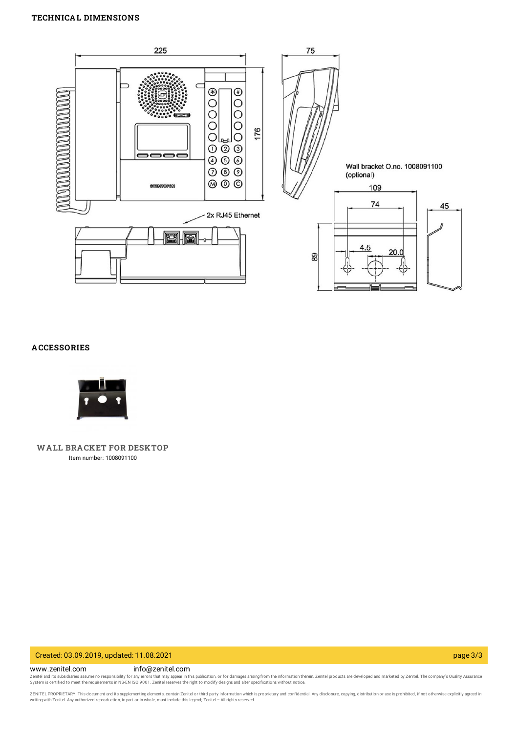## TECHNICAL DIMENSIONS

225

75

176

Wall bracket O.no. 1008091100 (optional)

109

74

45

2x RJ45 Ethernet

89

4.5

20.0

## ACCESSORIES

### WALL BRACKET FOR DESKTOP

Item number: 1008091100

Created: 03.09.2019, updated: 11.08.2021

www.zenitel.com info@zenitel.com

Zenitel and its subsidiaries assume no responsibility for any errors that may appear in this publication, or for damages arising from the information therein. Zenitel products are developed and marketed by Zenitel. The company's Quality Assurance System is certified to meet the requirements in NS-EN ISO 9001. Zenitel reserves the right to modify designs and alter specifications without notice.

ZENITEL PROPRIETARY. This document and its supplementing elements, contain Zenitel or third party information which is proprietary and confidential. Any disclosure, copying, distribution or use is prohibited, if not otherwise explicitly agreed in writing with Zenitel. Any authorized reproduction, in part or in whole, must include this legend; Zenitel – All rights reserved.